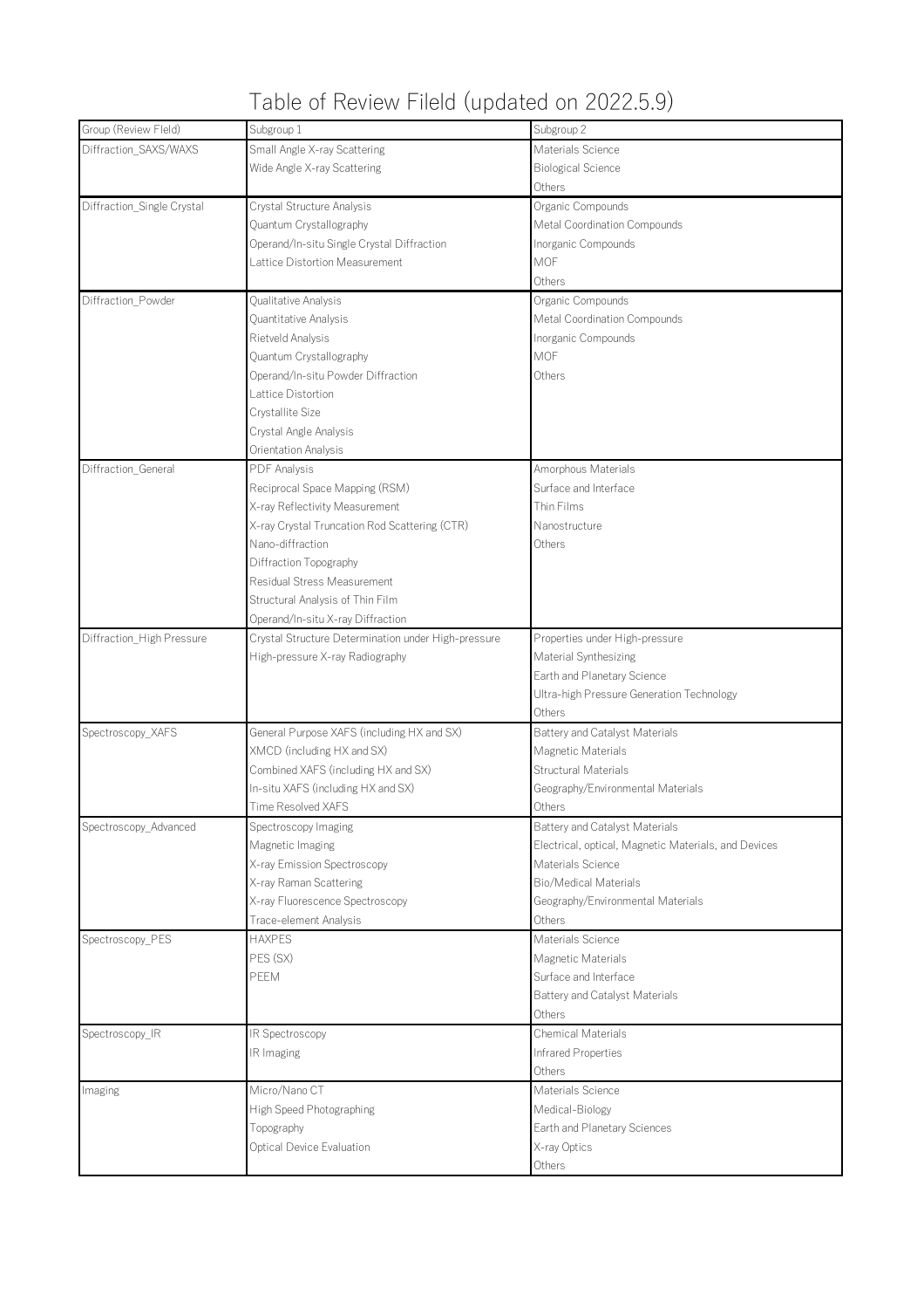# Table of Review Fileld (updated on 2022.5.9)

| Group (Review FIeld) | Subgroup 1 | Subgroup 2 |
|---|---|---|
| Diffraction_SAXS/WAXS | Small Angle X-ray Scattering | Materials Science |
| | Wide Angle X-ray Scattering | Biological Science |
| | | Others |
| Diffraction_Single Crystal | Crystal Structure Analysis | Organic Compounds |
| | Quantum Crystallography | Metal Coordination Compounds |
| | Operand/In-situ Single Crystal Diffraction | Inorganic Compounds |
| | Lattice Distortion Measurement | MOF |
| | | Others |
| Diffraction_Powder | Qualitative Analysis | Organic Compounds |
| | Quantitative Analysis | Metal Coordination Compounds |
| | Rietveld Analysis | Inorganic Compounds |
| | Quantum Crystallography | MOF |
| | Operand/In-situ Powder Diffraction | Others |
| | Lattice Distortion | |
| | Crystallite Size | |
| | Crystal Angle Analysis | |
| | Orientation Analysis | |
| Diffraction_General | PDF Analysis | Amorphous Materials |
| | Reciprocal Space Mapping (RSM) | Surface and Interface |
| | X-ray Reflectivity Measurement | Thin Films |
| | X-ray Crystal Truncation Rod Scattering (CTR) | Nanostructure |
| | Nano-diffraction | Others |
| | Diffraction Topography | |
| | Residual Stress Measurement | |
| | Structural Analysis of Thin Film | |
| | Operand/In-situ X-ray Diffraction | |
| Diffraction_High Pressure | Crystal Structure Determination under High-pressure | Properties under High-pressure |
| | High-pressure X-ray Radiography | Material Synthesizing |
| | | Earth and Planetary Science |
| | | Ultra-high Pressure Generation Technology |
| | | Others |
| Spectroscopy_XAFS | General Purpose XAFS (including HX and SX) | Battery and Catalyst Materials |
| | XMCD (including HX and SX) | Magnetic Materials |
| | Combined XAFS (including HX and SX) | Structural Materials |
| | In-situ XAFS (including HX and SX) | Geography/Environmental Materials |
| | Time Resolved XAFS | Others |
| Spectroscopy_Advanced | Spectroscopy Imaging | Battery and Catalyst Materials |
| | Magnetic Imaging | Electrical, optical, Magnetic Materials, and Devices |
| | X-ray Emission Spectroscopy | Materials Science |
| | X-ray Raman Scattering | Bio/Medical Materials |
| | X-ray Fluorescence Spectroscopy | Geography/Environmental Materials |
| | Trace-element Analysis | Others |
| Spectroscopy_PES | HAXPES | Materials Science |
| | PES (SX) | Magnetic Materials |
| | PEEM | Surface and Interface |
| | | Battery and Catalyst Materials |
| | | Others |
| Spectroscopy_IR | IR Spectroscopy | Chemical Materials |
| | IR Imaging | Infrared Properties |
| | | Others |
| Imaging | Micro/Nano CT | Materials Science |
| | High Speed Photographing | Medical-Biology |
| | Topography | Earth and Planetary Sciences |
| | Optical Device Evaluation | X-ray Optics |
| | | Others |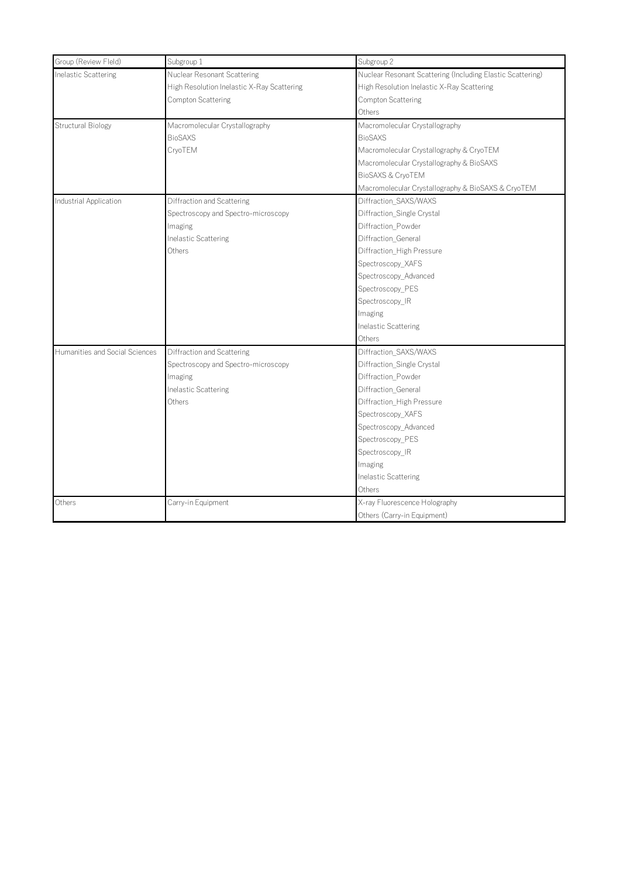| Group (Review FIeld) | Subgroup 1 | Subgroup 2 |
|---|---|---|
| Inelastic Scattering | Nuclear Resonant Scattering | Nuclear Resonant Scattering (Including Elastic Scattering) |
| | High Resolution Inelastic X-Ray Scattering | High Resolution Inelastic X-Ray Scattering |
| | Compton Scattering | Compton Scattering |
| | | Others |
| Structural Biology | Macromolecular Crystallography | Macromolecular Crystallography |
| | BioSAXS | BioSAXS |
| | CryoTEM | Macromolecular Crystallography & CryoTEM |
| | | Macromolecular Crystallography & BioSAXS |
| | | BioSAXS & CryoTEM |
| | | Macromolecular Crystallography & BioSAXS & CryoTEM |
| Industrial Application | Diffraction and Scattering | Diffraction_SAXS/WAXS |
| | Spectroscopy and Spectro-microscopy | Diffraction_Single Crystal |
| | Imaging | Diffraction_Powder |
| | Inelastic Scattering | Diffraction_General |
| | Others | Diffraction_High Pressure |
| | | Spectroscopy_XAFS |
| | | Spectroscopy_Advanced |
| | | Spectroscopy_PES |
| | | Spectroscopy_IR |
| | | Imaging |
| | | Inelastic Scattering |
| | | Others |
| Humanities and Social Sciences | Diffraction and Scattering | Diffraction_SAXS/WAXS |
| | Spectroscopy and Spectro-microscopy | Diffraction_Single Crystal |
| | Imaging | Diffraction_Powder |
| | Inelastic Scattering | Diffraction_General |
| | Others | Diffraction_High Pressure |
| | | Spectroscopy_XAFS |
| | | Spectroscopy_Advanced |
| | | Spectroscopy_PES |
| | | Spectroscopy_IR |
| | | Imaging |
| | | Inelastic Scattering |
| | | Others |
| Others | Carry-in Equipment | X-ray Fluorescence Holography |
| | | Others (Carry-in Equipment) |